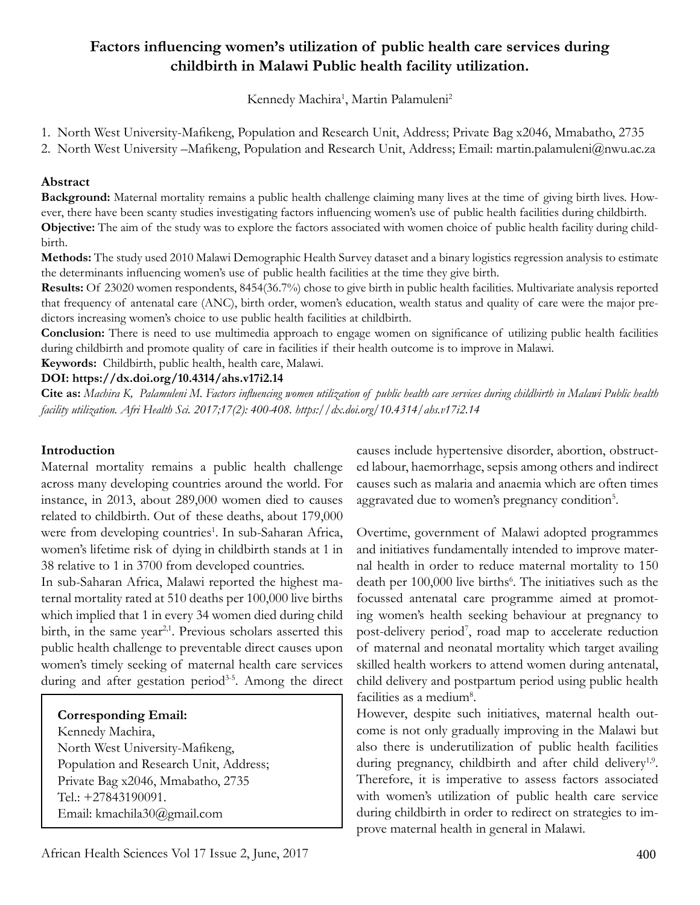# Factors influencing women's utilization of public health care services during childbirth in Malawi Public health facility utilization.

Kennedy Machira[1], Martin Palamuleni[2]

1. North West University-Mafikeng, Population and Research Unit, Address; Private Bag x2046, Mmabatho, 2735
2. North West University –Mafikeng, Population and Research Unit, Address; Email: martin.palamuleni@nwu.ac.za

## Abstract

**Background:** Maternal mortality remains a public health challenge claiming many lives at the time of giving birth lives. However, there have been scanty studies investigating factors influencing women's use of public health facilities during childbirth.

**Objective:** The aim of the study was to explore the factors associated with women choice of public health facility during childbirth.

**Methods:** The study used 2010 Malawi Demographic Health Survey dataset and a binary logistics regression analysis to estimate the determinants influencing women's use of public health facilities at the time they give birth.

**Results:** Of 23020 women respondents, 8454(36.7%) chose to give birth in public health facilities. Multivariate analysis reported that frequency of antenatal care (ANC), birth order, women's education, wealth status and quality of care were the major predictors increasing women's choice to use public health facilities at childbirth.

**Conclusion:** There is need to use multimedia approach to engage women on significance of utilizing public health facilities during childbirth and promote quality of care in facilities if their health outcome is to improve in Malawi.

**Keywords:** Childbirth, public health, health care, Malawi.

**DOI: https://dx.doi.org/10.4314/ahs.v17i2.14**

**Cite as:** *Machira K, Palamuleni M. Factors influencing women utilization of public health care services during childbirth in Malawi Public health facility utilization. Afri Health Sci. 2017;17(2): 400-408. https://dx.doi.org/10.4314/ahs.v17i2.14*

## Introduction

Maternal mortality remains a public health challenge across many developing countries around the world. For instance, in 2013, about 289,000 women died to causes related to childbirth. Out of these deaths, about 179,000 were from developing countries[1]. In sub-Saharan Africa, women's lifetime risk of dying in childbirth stands at 1 in 38 relative to 1 in 3700 from developed countries.

In sub-Saharan Africa, Malawi reported the highest maternal mortality rated at 510 deaths per 100,000 live births which implied that 1 in every 34 women died during child birth, in the same year[2,1]. Previous scholars asserted this public health challenge to preventable direct causes upon women's timely seeking of maternal health care services during and after gestation period[3-5]. Among the direct causes include hypertensive disorder, abortion, obstructed labour, haemorrhage, sepsis among others and indirect causes such as malaria and anaemia which are often times aggravated due to women's pregnancy condition[5].

Overtime, government of Malawi adopted programmes and initiatives fundamentally intended to improve maternal health in order to reduce maternal mortality to 150 death per 100,000 live births[6]. The initiatives such as the focussed antenatal care programme aimed at promoting women's health seeking behaviour at pregnancy to post-delivery period[7], road map to accelerate reduction of maternal and neonatal mortality which target availing skilled health workers to attend women during antenatal, child delivery and postpartum period using public health facilities as a medium[8].

However, despite such initiatives, maternal health outcome is not only gradually improving in the Malawi but also there is underutilization of public health facilities during pregnancy, childbirth and after child delivery[1,9]. Therefore, it is imperative to assess factors associated with women's utilization of public health care service during childbirth in order to redirect on strategies to improve maternal health in general in Malawi.

**Corresponding Email:**
Kennedy Machira,
North West University-Mafikeng,
Population and Research Unit, Address;
Private Bag x2046, Mmabatho, 2735
Tel.: +27843190091.
Email: kmachila30@gmail.com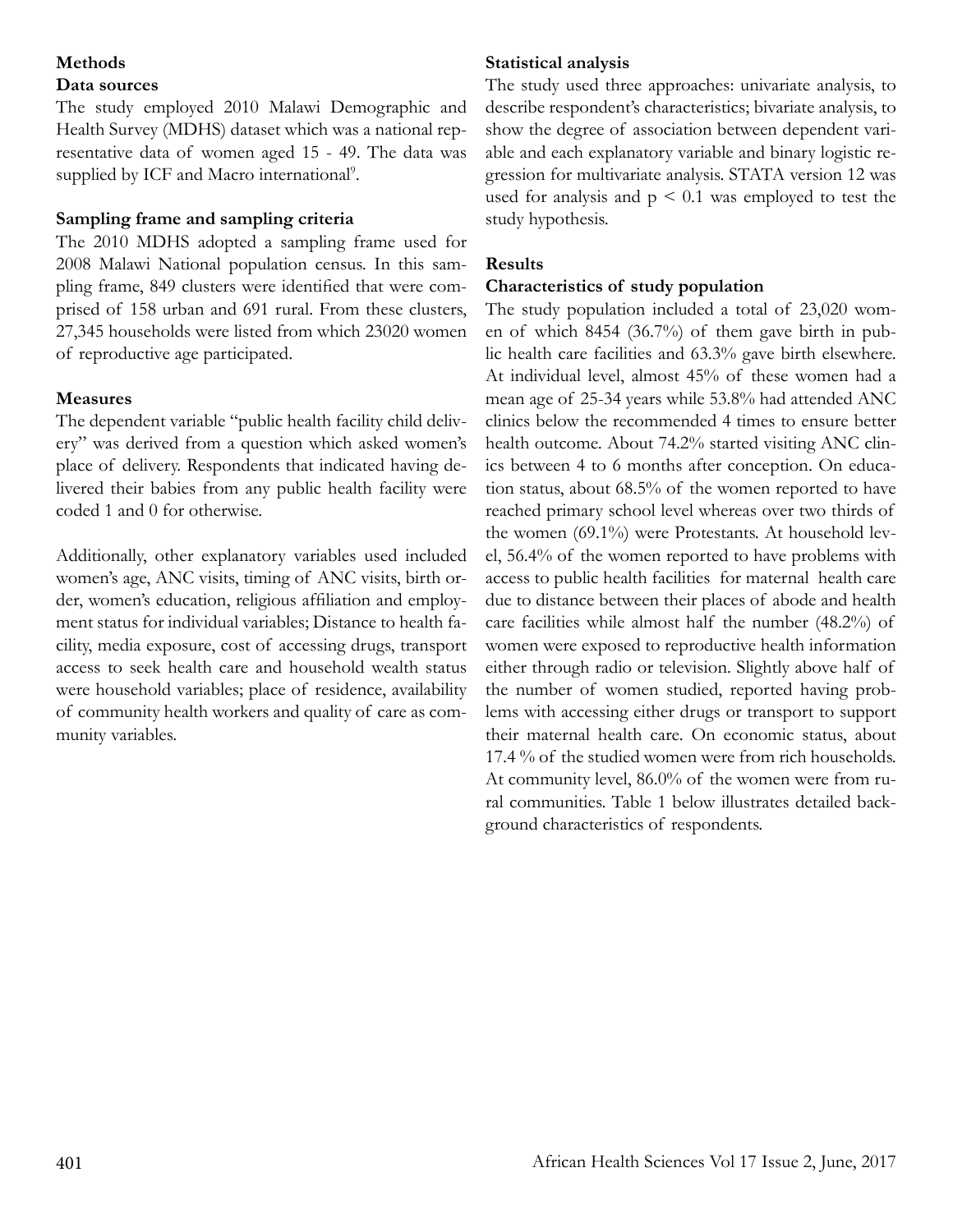## Methods

### Data sources

The study employed 2010 Malawi Demographic and Health Survey (MDHS) dataset which was a national representative data of women aged 15 - 49. The data was supplied by ICF and Macro international[9].

### Sampling frame and sampling criteria

The 2010 MDHS adopted a sampling frame used for 2008 Malawi National population census. In this sampling frame, 849 clusters were identified that were comprised of 158 urban and 691 rural. From these clusters, 27,345 households were listed from which 23020 women of reproductive age participated.

### Measures

The dependent variable "public health facility child delivery" was derived from a question which asked women's place of delivery. Respondents that indicated having delivered their babies from any public health facility were coded 1 and 0 for otherwise.

Additionally, other explanatory variables used included women's age, ANC visits, timing of ANC visits, birth order, women's education, religious affiliation and employment status for individual variables; Distance to health facility, media exposure, cost of accessing drugs, transport access to seek health care and household wealth status were household variables; place of residence, availability of community health workers and quality of care as community variables.

### Statistical analysis

The study used three approaches: univariate analysis, to describe respondent's characteristics; bivariate analysis, to show the degree of association between dependent variable and each explanatory variable and binary logistic regression for multivariate analysis. STATA version 12 was used for analysis and $p < 0.1$ was employed to test the study hypothesis.

## Results

### Characteristics of study population

The study population included a total of 23,020 women of which 8454 (36.7%) of them gave birth in public health care facilities and 63.3% gave birth elsewhere. At individual level, almost 45% of these women had a mean age of 25-34 years while 53.8% had attended ANC clinics below the recommended 4 times to ensure better health outcome. About 74.2% started visiting ANC clinics between 4 to 6 months after conception. On education status, about 68.5% of the women reported to have reached primary school level whereas over two thirds of the women (69.1%) were Protestants. At household level, 56.4% of the women reported to have problems with access to public health facilities for maternal health care due to distance between their places of abode and health care facilities while almost half the number (48.2%) of women were exposed to reproductive health information either through radio or television. Slightly above half of the number of women studied, reported having problems with accessing either drugs or transport to support their maternal health care. On economic status, about 17.4 % of the studied women were from rich households. At community level, 86.0% of the women were from rural communities. Table 1 below illustrates detailed background characteristics of respondents.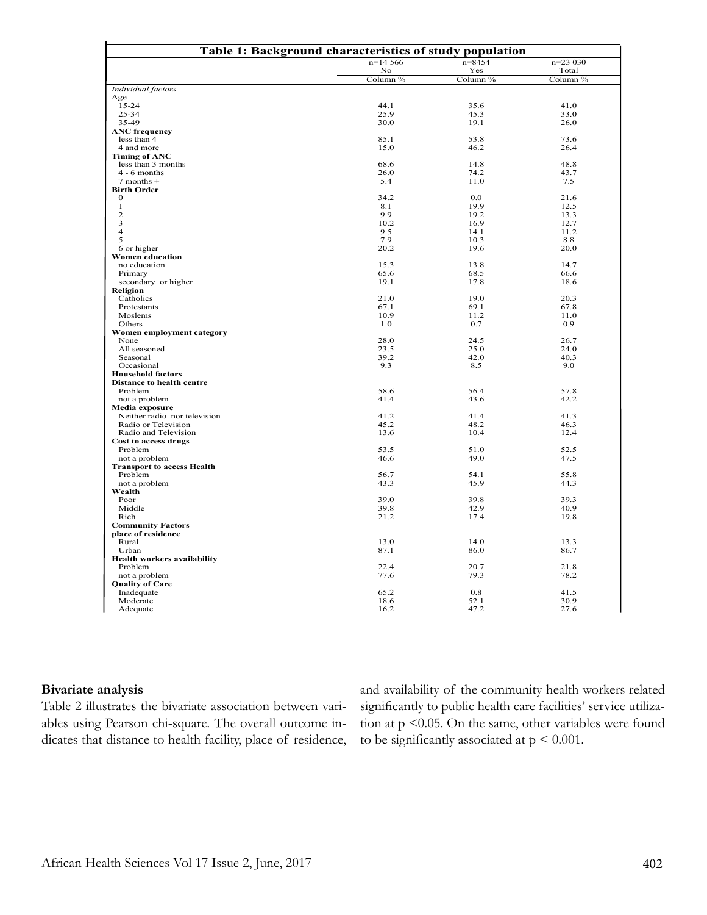**Table 1: Background characteristics of study population**

| | n=14 566<br>No | n=8454<br>Yes | n=23 030<br>Total |
|---|---|---|---|
| | Column % | Column % | Column % |
| *Individual factors* | | | |
| Age | | | |
| 15-24 | 44.1 | 35.6 | 41.0 |
| 25-34 | 25.9 | 45.3 | 33.0 |
| 35-49 | 30.0 | 19.1 | 26.0 |
| **ANC frequency** | | | |
| less than 4 | 85.1 | 53.8 | 73.6 |
| 4 and more | 15.0 | 46.2 | 26.4 |
| **Timing of ANC** | | | |
| less than 3 months | 68.6 | 14.8 | 48.8 |
| 4 - 6 months | 26.0 | 74.2 | 43.7 |
| 7 months + | 5.4 | 11.0 | 7.5 |
| **Birth Order** | | | |
| 0 | 34.2 | 0.0 | 21.6 |
| 1 | 8.1 | 19.9 | 12.5 |
| 2 | 9.9 | 19.2 | 13.3 |
| 3 | 10.2 | 16.9 | 12.7 |
| 4 | 9.5 | 14.1 | 11.2 |
| 5 | 7.9 | 10.3 | 8.8 |
| 6 or higher | 20.2 | 19.6 | 20.0 |
| **Women education** | | | |
| no education | 15.3 | 13.8 | 14.7 |
| Primary | 65.6 | 68.5 | 66.6 |
| secondary or higher | 19.1 | 17.8 | 18.6 |
| **Religion** | | | |
| Catholics | 21.0 | 19.0 | 20.3 |
| Protestants | 67.1 | 69.1 | 67.8 |
| Moslems | 10.9 | 11.2 | 11.0 |
| Others | 1.0 | 0.7 | 0.9 |
| **Women employment category** | | | |
| None | 28.0 | 24.5 | 26.7 |
| All seasoned | 23.5 | 25.0 | 24.0 |
| Seasonal | 39.2 | 42.0 | 40.3 |
| Occasional | 9.3 | 8.5 | 9.0 |
| **Household factors** | | | |
| **Distance to health centre** | | | |
| Problem | 58.6 | 56.4 | 57.8 |
| not a problem | 41.4 | 43.6 | 42.2 |
| **Media exposure** | | | |
| Neither radio nor television | 41.2 | 41.4 | 41.3 |
| Radio or Television | 45.2 | 48.2 | 46.3 |
| Radio and Television | 13.6 | 10.4 | 12.4 |
| **Cost to access drugs** | | | |
| Problem | 53.5 | 51.0 | 52.5 |
| not a problem | 46.6 | 49.0 | 47.5 |
| **Transport to access Health** | | | |
| Problem | 56.7 | 54.1 | 55.8 |
| not a problem | 43.3 | 45.9 | 44.3 |
| **Wealth** | | | |
| Poor | 39.0 | 39.8 | 39.3 |
| Middle | 39.8 | 42.9 | 40.9 |
| Rich | 21.2 | 17.4 | 19.8 |
| **Community Factors** | | | |
| **place of residence** | | | |
| Rural | 13.0 | 14.0 | 13.3 |
| Urban | 87.1 | 86.0 | 86.7 |
| **Health workers availability** | | | |
| Problem | 22.4 | 20.7 | 21.8 |
| not a problem | 77.6 | 79.3 | 78.2 |
| **Quality of Care** | | | |
| Inadequate | 65.2 | 0.8 | 41.5 |
| Moderate | 18.6 | 52.1 | 30.9 |
| Adequate | 16.2 | 47.2 | 27.6 |

**Bivariate analysis**

Table 2 illustrates the bivariate association between variables using Pearson chi-square. The overall outcome indicates that distance to health facility, place of residence, and availability of the community health workers related significantly to public health care facilities' service utilization at $p < 0.05$. On the same, other variables were found to be significantly associated at $p < 0.001$.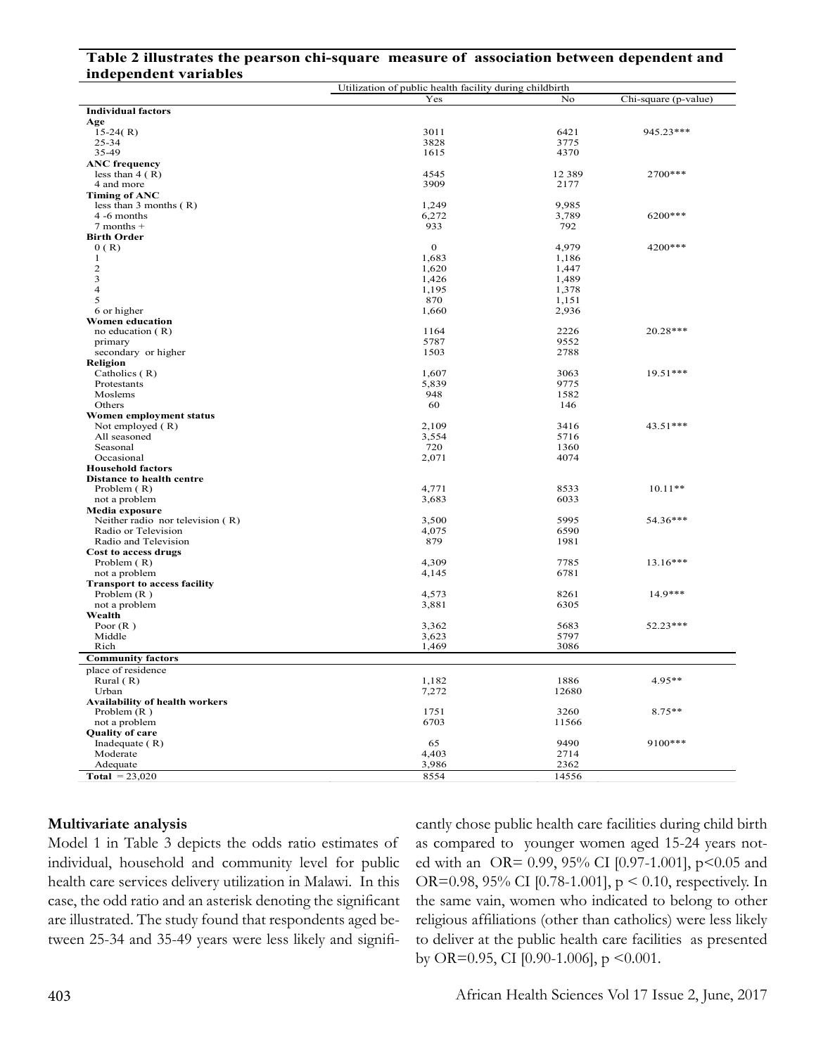**Table 2 illustrates the pearson chi-square measure of association between dependent and independent variables**

| | Utilization of public health facility during childbirth | | |
|---|---|---|---|
| | Yes | No | Chi-square (p-value) |
| **Individual factors** | | | |
| **Age** | | | |
| 15-24( R) | 3011 | 6421 | 945.23*** |
| 25-34 | 3828 | 3775 | |
| 35-49 | 1615 | 4370 | |
| **ANC frequency** | | | |
| less than 4 ( R) | 4545 | 12 389 | 2700*** |
| 4 and more | 3909 | 2177 | |
| **Timing of ANC** | | | |
| less than 3 months ( R) | 1,249 | 9,985 | |
| 4 -6 months | 6,272 | 3,789 | 6200*** |
| 7 months + | 933 | 792 | |
| **Birth Order** | | | |
| 0 ( R) | 0 | 4,979 | 4200*** |
| 1 | 1,683 | 1,186 | |
| 2 | 1,620 | 1,447 | |
| 3 | 1,426 | 1,489 | |
| 4 | 1,195 | 1,378 | |
| 5 | 870 | 1,151 | |
| 6 or higher | 1,660 | 2,936 | |
| **Women education** | | | |
| no education ( R) | 1164 | 2226 | 20.28*** |
| primary | 5787 | 9552 | |
| secondary or higher | 1503 | 2788 | |
| **Religion** | | | |
| Catholics ( R) | 1,607 | 3063 | 19.51*** |
| Protestants | 5,839 | 9775 | |
| Moslems | 948 | 1582 | |
| Others | 60 | 146 | |
| **Women employment status** | | | |
| Not employed ( R) | 2,109 | 3416 | 43.51*** |
| All seasoned | 3,554 | 5716 | |
| Seasonal | 720 | 1360 | |
| Occasional | 2,071 | 4074 | |
| **Household factors** | | | |
| **Distance to health centre** | | | |
| Problem ( R) | 4,771 | 8533 | 10.11** |
| not a problem | 3,683 | 6033 | |
| **Media exposure** | | | |
| Neither radio nor television ( R) | 3,500 | 5995 | 54.36*** |
| Radio or Television | 4,075 | 6590 | |
| Radio and Television | 879 | 1981 | |
| **Cost to access drugs** | | | |
| Problem ( R) | 4,309 | 7785 | 13.16*** |
| not a problem | 4,145 | 6781 | |
| **Transport to access facility** | | | |
| Problem (R ) | 4,573 | 8261 | 14.9*** |
| not a problem | 3,881 | 6305 | |
| **Wealth** | | | |
| Poor (R ) | 3,362 | 5683 | 52.23*** |
| Middle | 3,623 | 5797 | |
| Rich | 1,469 | 3086 | |
| **Community factors** | | | |
| place of residence | | | |
| Rural ( R) | 1,182 | 1886 | 4.95** |
| Urban | 7,272 | 12680 | |
| **Availability of health workers** | | | |
| Problem (R ) | 1751 | 3260 | 8.75** |
| not a problem | 6703 | 11566 | |
| **Quality of care** | | | |
| Inadequate ( R) | 65 | 9490 | 9100*** |
| Moderate | 4,403 | 2714 | |
| Adequate | 3,986 | 2362 | |
| **Total** = 23,020 | 8554 | 14556 | |

**Multivariate analysis**

Model 1 in Table 3 depicts the odds ratio estimates of individual, household and community level for public health care services delivery utilization in Malawi. In this case, the odd ratio and an asterisk denoting the significant are illustrated. The study found that respondents aged between 25-34 and 35-49 years were less likely and significantly chose public health care facilities during child birth as compared to younger women aged 15-24 years noted with an OR= 0.99, 95% CI [0.97-1.001], $p<0.05$ and OR=0.98, 95% CI [0.78-1.001], $p < 0.10$, respectively. In the same vain, women who indicated to belong to other religious affiliations (other than catholics) were less likely to deliver at the public health care facilities as presented by OR=0.95, CI [0.90-1.006], $p <0.001$.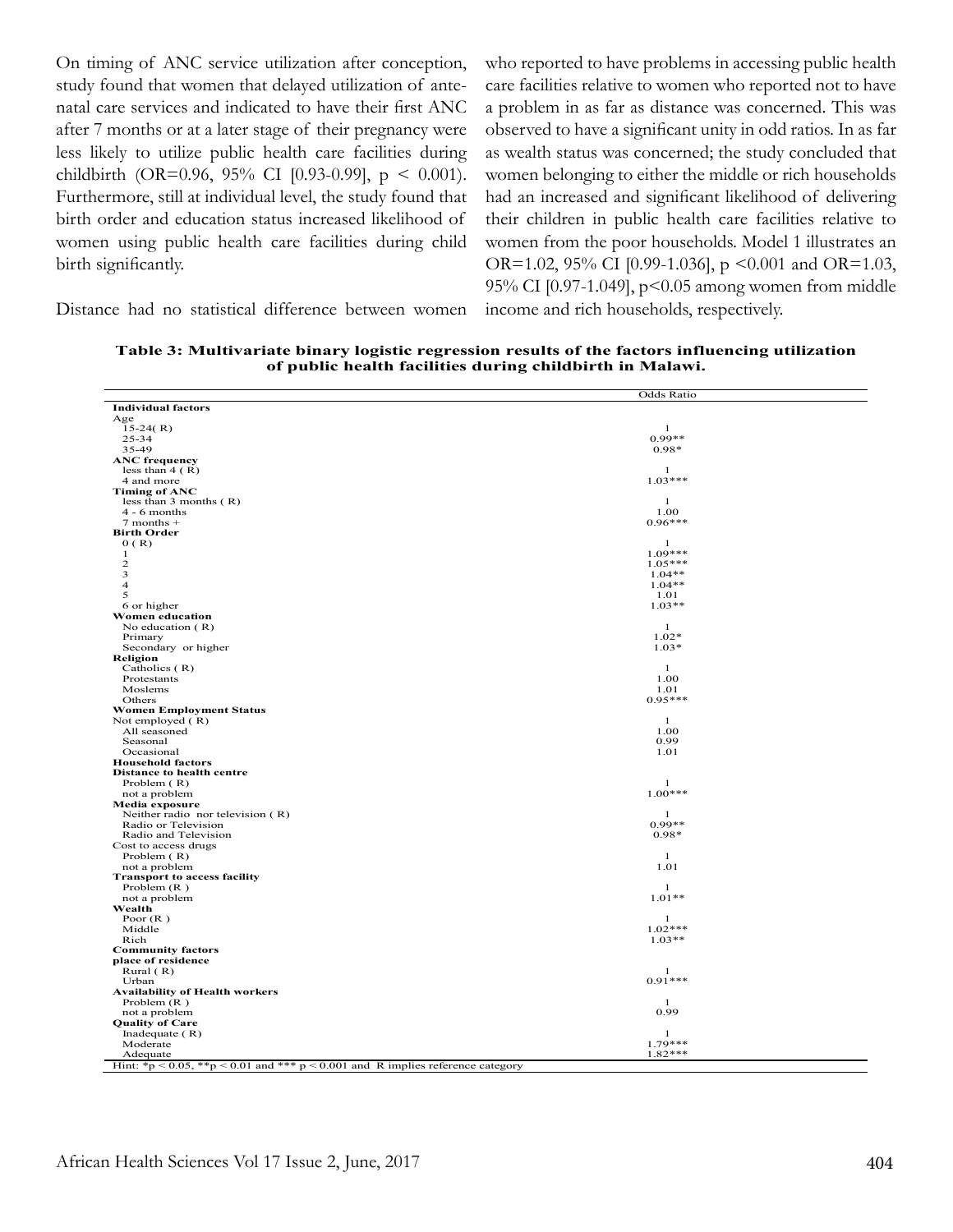On timing of ANC service utilization after conception, study found that women that delayed utilization of antenatal care services and indicated to have their first ANC after 7 months or at a later stage of their pregnancy were less likely to utilize public health care facilities during childbirth (OR=0.96, 95% CI [0.93-0.99], $p < 0.001$). Furthermore, still at individual level, the study found that birth order and education status increased likelihood of women using public health care facilities during child birth significantly.

Distance had no statistical difference between women who reported to have problems in accessing public health care facilities relative to women who reported not to have a problem in as far as distance was concerned. This was observed to have a significant unity in odd ratios. In as far as wealth status was concerned; the study concluded that women belonging to either the middle or rich households had an increased and significant likelihood of delivering their children in public health care facilities relative to women from the poor households. Model 1 illustrates an OR=1.02, 95% CI [0.99-1.036], $p < 0.001$ and OR=1.03, 95% CI [0.97-1.049], $p < 0.05$ among women from middle income and rich households, respectively.

**Table 3: Multivariate binary logistic regression results of the factors influencing utilization of public health facilities during childbirth in Malawi.**

| | Odds Ratio |
|---|---|
| **Individual factors** | |
| Age | |
| 15-24( R) | 1 |
| 25-34 | 0.99** |
| 35-49 | 0.98* |
| **ANC frequency** | |
| less than 4 ( R) | 1 |
| 4 and more | 1.03*** |
| **Timing of ANC** | |
| less than 3 months ( R) | 1 |
| 4 - 6 months | 1.00 |
| 7 months + | 0.96*** |
| **Birth Order** | |
| 0 ( R) | 1 |
| 1 | 1.09*** |
| 2 | 1.05*** |
| 3 | 1.04** |
| 4 | 1.04** |
| 5 | 1.01 |
| 6 or higher | 1.03** |
| **Women education** | |
| No education ( R) | 1 |
| Primary | 1.02* |
| Secondary or higher | 1.03* |
| **Religion** | |
| Catholics ( R) | 1 |
| Protestants | 1.00 |
| Moslems | 1.01 |
| Others | 0.95*** |
| **Women Employment Status** | |
| Not employed ( R) | 1 |
| All seasoned | 1.00 |
| Seasonal | 0.99 |
| Occasional | 1.01 |
| **Household factors** | |
| **Distance to health centre** | |
| Problem ( R) | 1 |
| not a problem | 1.00*** |
| **Media exposure** | |
| Neither radio nor television ( R) | 1 |
| Radio or Television | 0.99** |
| Radio and Television | 0.98* |
| Cost to access drugs | |
| Problem ( R) | 1 |
| not a problem | 1.01 |
| **Transport to access facility** | |
| Problem (R ) | 1 |
| not a problem | 1.01** |
| **Wealth** | |
| Poor (R ) | 1 |
| Middle | 1.02*** |
| Rich | 1.03** |
| **Community factors** | |
| **place of residence** | |
| Rural ( R) | 1 |
| Urban | 0.91*** |
| **Availability of Health workers** | |
| Problem (R ) | 1 |
| not a problem | 0.99 |
| **Quality of Care** | |
| Inadequate ( R) | 1 |
| Moderate | 1.79*** |
| Adequate | 1.82*** |

Hint: *$p < 0.05$, **$p < 0.01$ and *** $p < 0.001$ and R implies reference category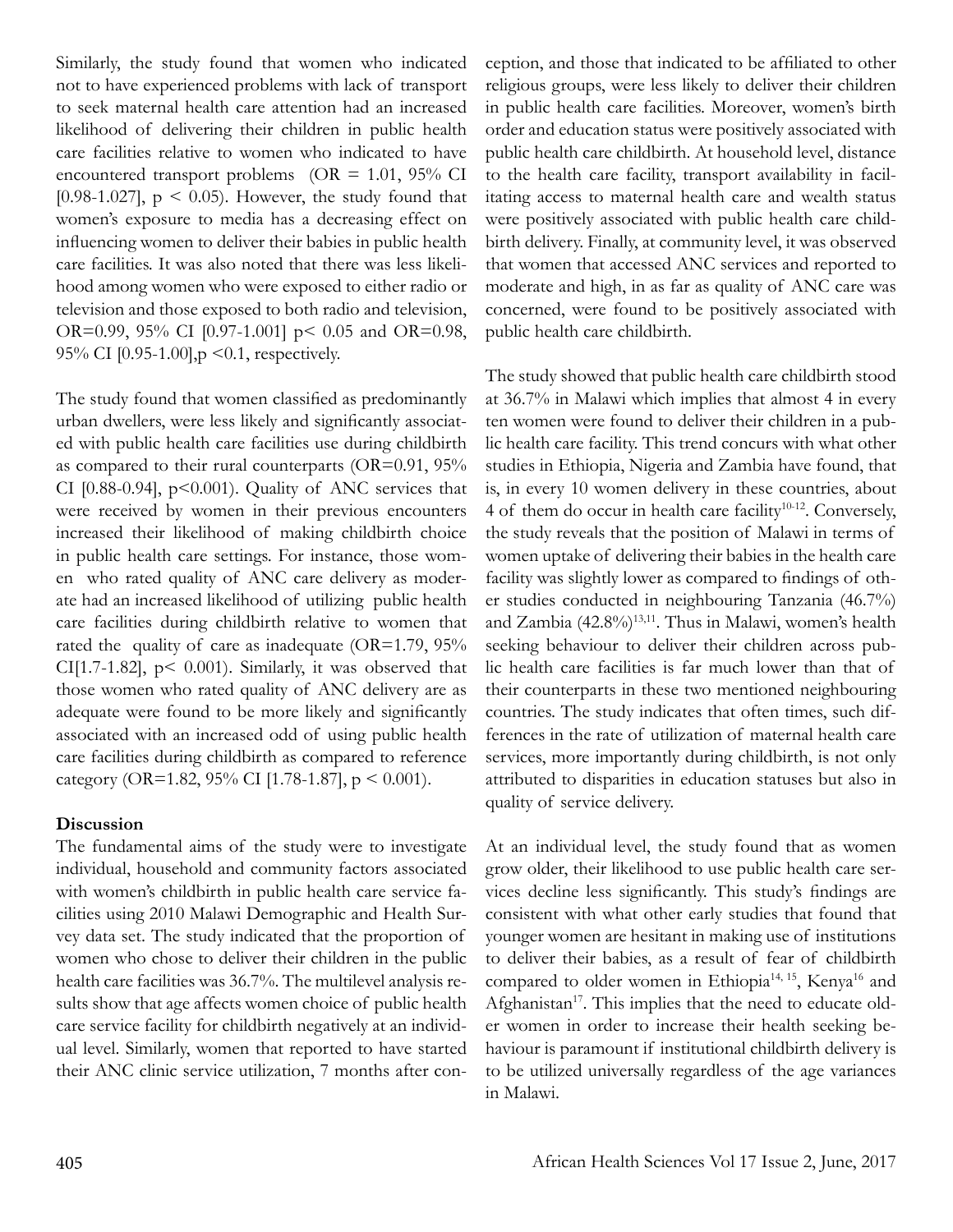Similarly, the study found that women who indicated not to have experienced problems with lack of transport to seek maternal health care attention had an increased likelihood of delivering their children in public health care facilities relative to women who indicated to have encountered transport problems (OR = 1.01, 95% CI [0.98-1.027], $p < 0.05$). However, the study found that women's exposure to media has a decreasing effect on influencing women to deliver their babies in public health care facilities. It was also noted that there was less likelihood among women who were exposed to either radio or television and those exposed to both radio and television, OR=0.99, 95% CI [0.97-1.001] $p< 0.05$ and OR=0.98, 95% CI [0.95-1.00],$p <0.1$, respectively.

The study found that women classified as predominantly urban dwellers, were less likely and significantly associated with public health care facilities use during childbirth as compared to their rural counterparts (OR=0.91, 95% CI [0.88-0.94], $p<0.001$). Quality of ANC services that were received by women in their previous encounters increased their likelihood of making childbirth choice in public health care settings. For instance, those women who rated quality of ANC care delivery as moderate had an increased likelihood of utilizing public health care facilities during childbirth relative to women that rated the quality of care as inadequate (OR=1.79, 95% CI[1.7-1.82], $p< 0.001$). Similarly, it was observed that those women who rated quality of ANC delivery are as adequate were found to be more likely and significantly associated with an increased odd of using public health care facilities during childbirth as compared to reference category (OR=1.82, 95% CI [1.78-1.87], $p < 0.001$).

## Discussion

The fundamental aims of the study were to investigate individual, household and community factors associated with women's childbirth in public health care service facilities using 2010 Malawi Demographic and Health Survey data set. The study indicated that the proportion of women who chose to deliver their children in the public health care facilities was 36.7%. The multilevel analysis results show that age affects women choice of public health care service facility for childbirth negatively at an individual level. Similarly, women that reported to have started their ANC clinic service utilization, 7 months after conception, and those that indicated to be affiliated to other religious groups, were less likely to deliver their children in public health care facilities. Moreover, women's birth order and education status were positively associated with public health care childbirth. At household level, distance to the health care facility, transport availability in facilitating access to maternal health care and wealth status were positively associated with public health care childbirth delivery. Finally, at community level, it was observed that women that accessed ANC services and reported to moderate and high, in as far as quality of ANC care was concerned, were found to be positively associated with public health care childbirth.

The study showed that public health care childbirth stood at 36.7% in Malawi which implies that almost 4 in every ten women were found to deliver their children in a public health care facility. This trend concurs with what other studies in Ethiopia, Nigeria and Zambia have found, that is, in every 10 women delivery in these countries, about 4 of them do occur in health care facility[10-12]. Conversely, the study reveals that the position of Malawi in terms of women uptake of delivering their babies in the health care facility was slightly lower as compared to findings of other studies conducted in neighbouring Tanzania (46.7%) and Zambia (42.8%)[13,11]. Thus in Malawi, women's health seeking behaviour to deliver their children across public health care facilities is far much lower than that of their counterparts in these two mentioned neighbouring countries. The study indicates that often times, such differences in the rate of utilization of maternal health care services, more importantly during childbirth, is not only attributed to disparities in education statuses but also in quality of service delivery.

At an individual level, the study found that as women grow older, their likelihood to use public health care services decline less significantly. This study's findings are consistent with what other early studies that found that younger women are hesitant in making use of institutions to deliver their babies, as a result of fear of childbirth compared to older women in Ethiopia[14, 15], Kenya[16] and Afghanistan[17]. This implies that the need to educate older women in order to increase their health seeking behaviour is paramount if institutional childbirth delivery is to be utilized universally regardless of the age variances in Malawi.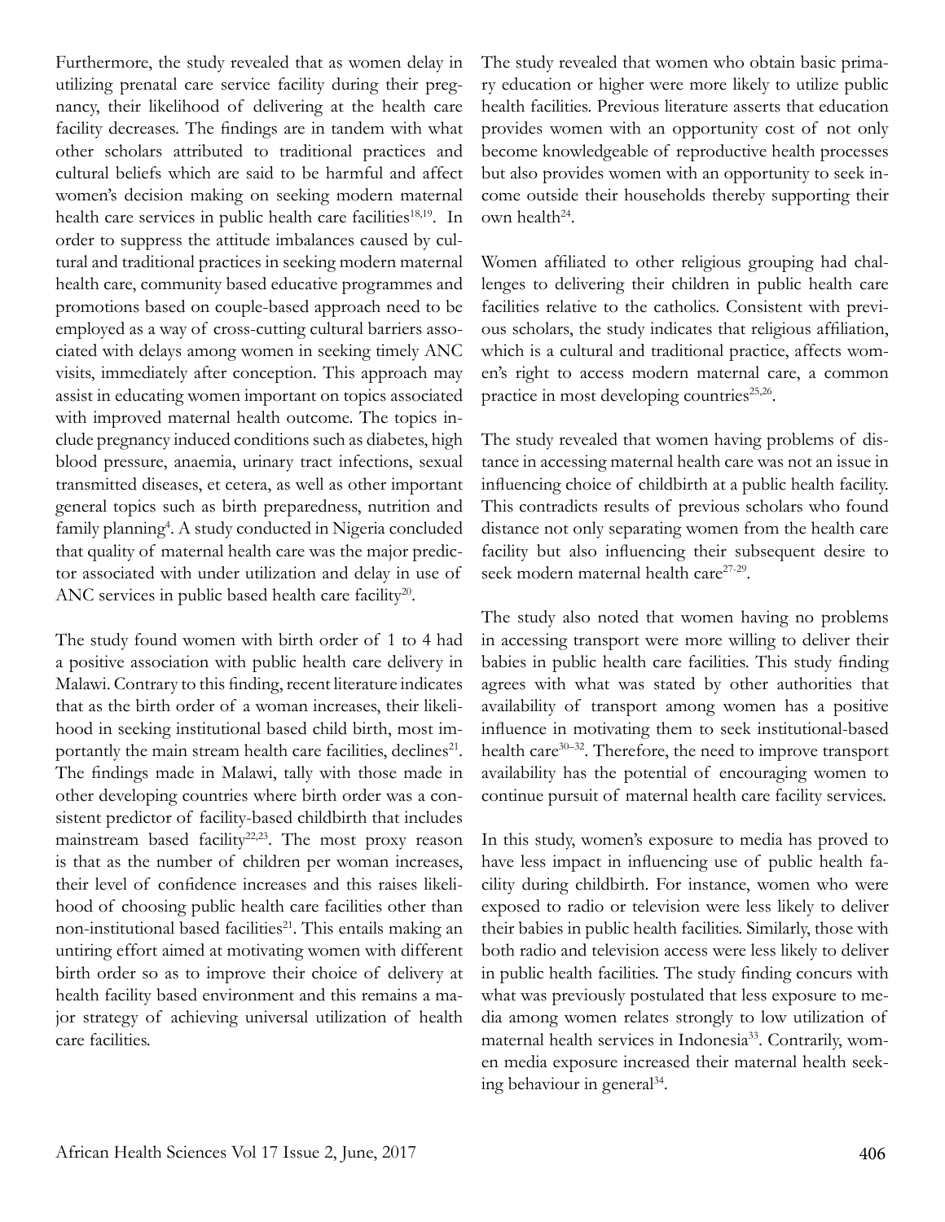Furthermore, the study revealed that as women delay in utilizing prenatal care service facility during their pregnancy, their likelihood of delivering at the health care facility decreases. The findings are in tandem with what other scholars attributed to traditional practices and cultural beliefs which are said to be harmful and affect women's decision making on seeking modern maternal health care services in public health care facilities[18,19]. In order to suppress the attitude imbalances caused by cultural and traditional practices in seeking modern maternal health care, community based educative programmes and promotions based on couple-based approach need to be employed as a way of cross-cutting cultural barriers associated with delays among women in seeking timely ANC visits, immediately after conception. This approach may assist in educating women important on topics associated with improved maternal health outcome. The topics include pregnancy induced conditions such as diabetes, high blood pressure, anaemia, urinary tract infections, sexual transmitted diseases, et cetera, as well as other important general topics such as birth preparedness, nutrition and family planning[4]. A study conducted in Nigeria concluded that quality of maternal health care was the major predictor associated with under utilization and delay in use of ANC services in public based health care facility[20].

The study found women with birth order of 1 to 4 had a positive association with public health care delivery in Malawi. Contrary to this finding, recent literature indicates that as the birth order of a woman increases, their likelihood in seeking institutional based child birth, most importantly the main stream health care facilities, declines[21]. The findings made in Malawi, tally with those made in other developing countries where birth order was a consistent predictor of facility-based childbirth that includes mainstream based facility[22,23]. The most proxy reason is that as the number of children per woman increases, their level of confidence increases and this raises likelihood of choosing public health care facilities other than non-institutional based facilities[21]. This entails making an untiring effort aimed at motivating women with different birth order so as to improve their choice of delivery at health facility based environment and this remains a major strategy of achieving universal utilization of health care facilities.

The study revealed that women who obtain basic primary education or higher were more likely to utilize public health facilities. Previous literature asserts that education provides women with an opportunity cost of not only become knowledgeable of reproductive health processes but also provides women with an opportunity to seek income outside their households thereby supporting their own health[24].

Women affiliated to other religious grouping had challenges to delivering their children in public health care facilities relative to the catholics. Consistent with previous scholars, the study indicates that religious affiliation, which is a cultural and traditional practice, affects women's right to access modern maternal care, a common practice in most developing countries[25,26].

The study revealed that women having problems of distance in accessing maternal health care was not an issue in influencing choice of childbirth at a public health facility. This contradicts results of previous scholars who found distance not only separating women from the health care facility but also influencing their subsequent desire to seek modern maternal health care[27-29].

The study also noted that women having no problems in accessing transport were more willing to deliver their babies in public health care facilities. This study finding agrees with what was stated by other authorities that availability of transport among women has a positive influence in motivating them to seek institutional-based health care[30–32]. Therefore, the need to improve transport availability has the potential of encouraging women to continue pursuit of maternal health care facility services.

In this study, women's exposure to media has proved to have less impact in influencing use of public health facility during childbirth. For instance, women who were exposed to radio or television were less likely to deliver their babies in public health facilities. Similarly, those with both radio and television access were less likely to deliver in public health facilities. The study finding concurs with what was previously postulated that less exposure to media among women relates strongly to low utilization of maternal health services in Indonesia[33]. Contrarily, women media exposure increased their maternal health seeking behaviour in general[34].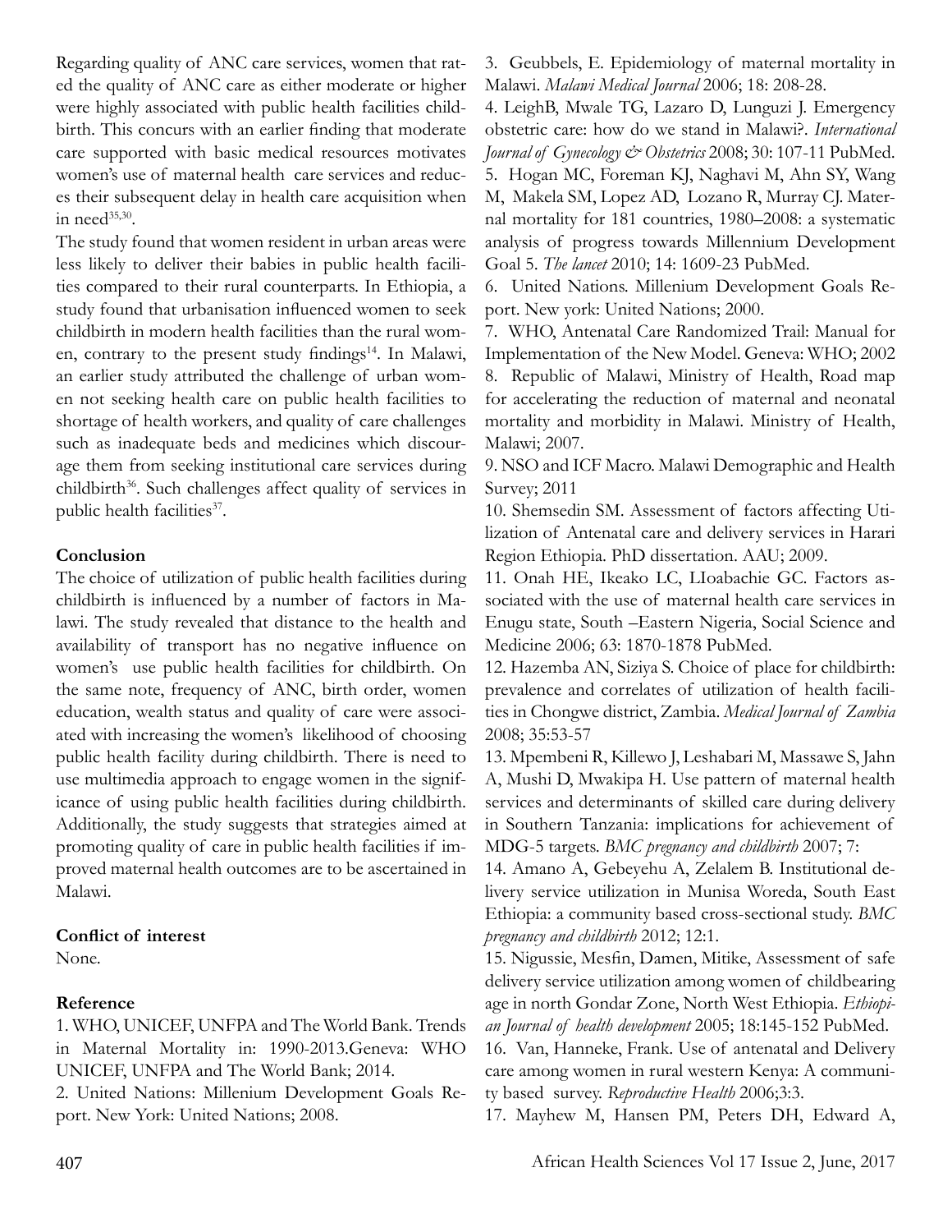Regarding quality of ANC care services, women that rated the quality of ANC care as either moderate or higher were highly associated with public health facilities childbirth. This concurs with an earlier finding that moderate care supported with basic medical resources motivates women's use of maternal health care services and reduces their subsequent delay in health care acquisition when in need[35,30].

The study found that women resident in urban areas were less likely to deliver their babies in public health facilities compared to their rural counterparts. In Ethiopia, a study found that urbanisation influenced women to seek childbirth in modern health facilities than the rural women, contrary to the present study findings[14]. In Malawi, an earlier study attributed the challenge of urban women not seeking health care on public health facilities to shortage of health workers, and quality of care challenges such as inadequate beds and medicines which discourage them from seeking institutional care services during childbirth[36]. Such challenges affect quality of services in public health facilities[37].

**Conclusion**

The choice of utilization of public health facilities during childbirth is influenced by a number of factors in Malawi. The study revealed that distance to the health and availability of transport has no negative influence on women's use public health facilities for childbirth. On the same note, frequency of ANC, birth order, women education, wealth status and quality of care were associated with increasing the women's likelihood of choosing public health facility during childbirth. There is need to use multimedia approach to engage women in the significance of using public health facilities during childbirth. Additionally, the study suggests that strategies aimed at promoting quality of care in public health facilities if improved maternal health outcomes are to be ascertained in Malawi.

**Conflict of interest**

None.

**Reference**

1. WHO, UNICEF, UNFPA and The World Bank. Trends in Maternal Mortality in: 1990-2013.Geneva: WHO UNICEF, UNFPA and The World Bank; 2014.
2. United Nations: Millenium Development Goals Report. New York: United Nations; 2008.
3. Geubbels, E. Epidemiology of maternal mortality in Malawi. *Malawi Medical Journal* 2006; 18: 208-28.
4. LeighB, Mwale TG, Lazaro D, Lunguzi J. Emergency obstetric care: how do we stand in Malawi?. *International Journal of Gynecology & Obstetrics* 2008; 30: 107-11 PubMed.
5. Hogan MC, Foreman KJ, Naghavi M, Ahn SY, Wang M, Makela SM, Lopez AD, Lozano R, Murray CJ. Maternal mortality for 181 countries, 1980–2008: a systematic analysis of progress towards Millennium Development Goal 5. *The lancet* 2010; 14: 1609-23 PubMed.
6. United Nations. Millenium Development Goals Report. New york: United Nations; 2000.
7. WHO, Antenatal Care Randomized Trail: Manual for Implementation of the New Model. Geneva: WHO; 2002
8. Republic of Malawi, Ministry of Health, Road map for accelerating the reduction of maternal and neonatal mortality and morbidity in Malawi. Ministry of Health, Malawi; 2007.
9. NSO and ICF Macro. Malawi Demographic and Health Survey; 2011
10. Shemsedin SM. Assessment of factors affecting Utilization of Antenatal care and delivery services in Harari Region Ethiopia. PhD dissertation. AAU; 2009.
11. Onah HE, Ikeako LC, LIoabachie GC. Factors associated with the use of maternal health care services in Enugu state, South –Eastern Nigeria, Social Science and Medicine 2006; 63: 1870-1878 PubMed.
12. Hazemba AN, Siziya S. Choice of place for childbirth: prevalence and correlates of utilization of health facilities in Chongwe district, Zambia. *Medical Journal of Zambia* 2008; 35:53-57
13. Mpembeni R, Killewo J, Leshabari M, Massawe S, Jahn A, Mushi D, Mwakipa H. Use pattern of maternal health services and determinants of skilled care during delivery in Southern Tanzania: implications for achievement of MDG-5 targets. *BMC pregnancy and childbirth* 2007; 7:
14. Amano A, Gebeyehu A, Zelalem B. Institutional delivery service utilization in Munisa Woreda, South East Ethiopia: a community based cross-sectional study. *BMC pregnancy and childbirth* 2012; 12:1.
15. Nigussie, Mesfin, Damen, Mitike, Assessment of safe delivery service utilization among women of childbearing age in north Gondar Zone, North West Ethiopia. *Ethiopian Journal of health development* 2005; 18:145-152 PubMed.
16. Van, Hanneke, Frank. Use of antenatal and Delivery care among women in rural western Kenya: A community based survey. *Reproductive Health* 2006;3:3.
17. Mayhew M, Hansen PM, Peters DH, Edward A,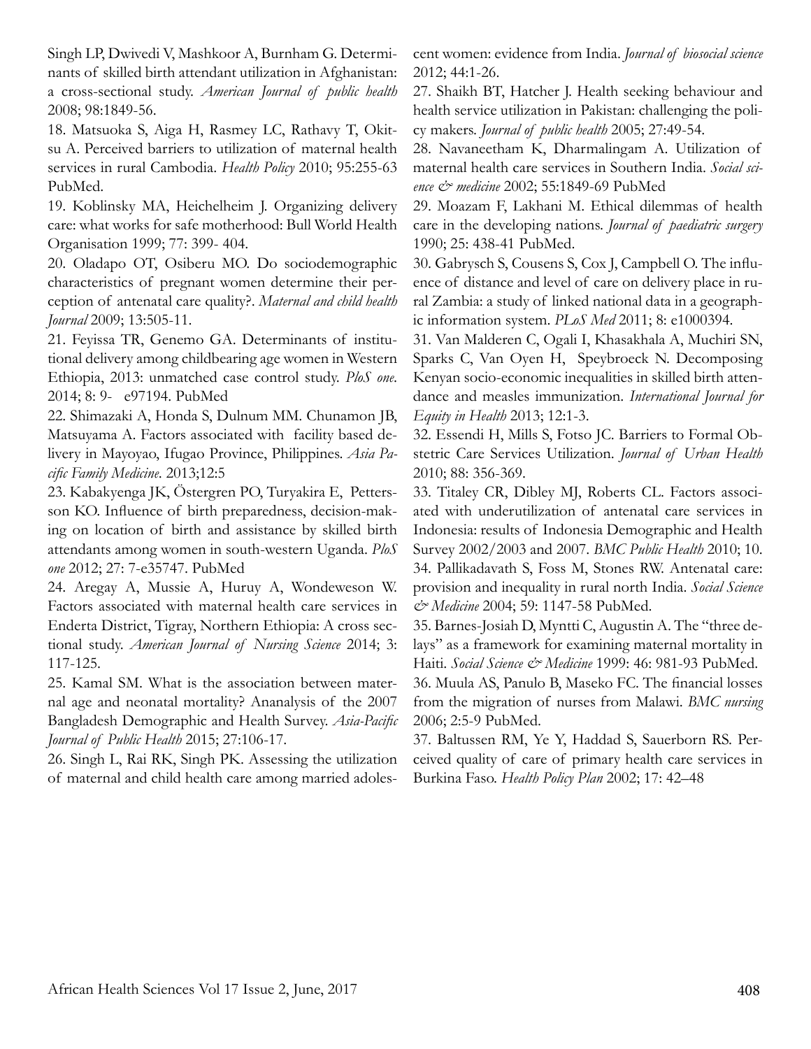Singh LP, Dwivedi V, Mashkoor A, Burnham G. Determinants of skilled birth attendant utilization in Afghanistan: a cross-sectional study. *American Journal of public health* 2008; 98:1849-56.

18. Matsuoka S, Aiga H, Rasmey LC, Rathavy T, Okitsu A. Perceived barriers to utilization of maternal health services in rural Cambodia. *Health Policy* 2010; 95:255-63 PubMed.

19. Koblinsky MA, Heichelheim J. Organizing delivery care: what works for safe motherhood: Bull World Health Organisation 1999; 77: 399- 404.

20. Oladapo OT, Osiberu MO. Do sociodemographic characteristics of pregnant women determine their perception of antenatal care quality?. *Maternal and child health Journal* 2009; 13:505-11.

21. Feyissa TR, Genemo GA. Determinants of institutional delivery among childbearing age women in Western Ethiopia, 2013: unmatched case control study. *PloS one.* 2014; 8: 9- e97194. PubMed

22. Shimazaki A, Honda S, Dulnum MM. Chunamon JB, Matsuyama A. Factors associated with facility based delivery in Mayoyao, Ifugao Province, Philippines. *Asia Pacific Family Medicine.* 2013;12:5

23. Kabakyenga JK, Östergren PO, Turyakira E, Pettersson KO. Influence of birth preparedness, decision-making on location of birth and assistance by skilled birth attendants among women in south-western Uganda. *PloS one* 2012; 27: 7-e35747. PubMed

24. Aregay A, Mussie A, Huruy A, Wondeweson W. Factors associated with maternal health care services in Enderta District, Tigray, Northern Ethiopia: A cross sectional study. *American Journal of Nursing Science* 2014; 3: 117-125.

25. Kamal SM. What is the association between maternal age and neonatal mortality? Ananalysis of the 2007 Bangladesh Demographic and Health Survey. *Asia-Pacific Journal of Public Health* 2015; 27:106-17.

26. Singh L, Rai RK, Singh PK. Assessing the utilization of maternal and child health care among married adolescent women: evidence from India. *Journal of biosocial science* 2012; 44:1-26.

27. Shaikh BT, Hatcher J. Health seeking behaviour and health service utilization in Pakistan: challenging the policy makers. *Journal of public health* 2005; 27:49-54.

28. Navaneetham K, Dharmalingam A. Utilization of maternal health care services in Southern India. *Social science & medicine* 2002; 55:1849-69 PubMed

29. Moazam F, Lakhani M. Ethical dilemmas of health care in the developing nations. *Journal of paediatric surgery* 1990; 25: 438-41 PubMed.

30. Gabrysch S, Cousens S, Cox J, Campbell O. The influence of distance and level of care on delivery place in rural Zambia: a study of linked national data in a geographic information system. *PLoS Med* 2011; 8: e1000394.

31. Van Malderen C, Ogali I, Khasakhala A, Muchiri SN, Sparks C, Van Oyen H, Speybroeck N. Decomposing Kenyan socio-economic inequalities in skilled birth attendance and measles immunization. *International Journal for Equity in Health* 2013; 12:1-3.

32. Essendi H, Mills S, Fotso JC. Barriers to Formal Obstetric Care Services Utilization. *Journal of Urban Health* 2010; 88: 356-369.

33. Titaley CR, Dibley MJ, Roberts CL. Factors associated with underutilization of antenatal care services in Indonesia: results of Indonesia Demographic and Health Survey 2002/2003 and 2007. *BMC Public Health* 2010; 10.

34. Pallikadavath S, Foss M, Stones RW. Antenatal care: provision and inequality in rural north India. *Social Science & Medicine* 2004; 59: 1147-58 PubMed.

35. Barnes-Josiah D, Myntti C, Augustin A. The "three delays" as a framework for examining maternal mortality in Haiti. *Social Science & Medicine* 1999: 46: 981-93 PubMed.

36. Muula AS, Panulo B, Maseko FC. The financial losses from the migration of nurses from Malawi. *BMC nursing* 2006; 2:5-9 PubMed.

37. Baltussen RM, Ye Y, Haddad S, Sauerborn RS. Perceived quality of care of primary health care services in Burkina Faso. *Health Policy Plan* 2002; 17: 42–48